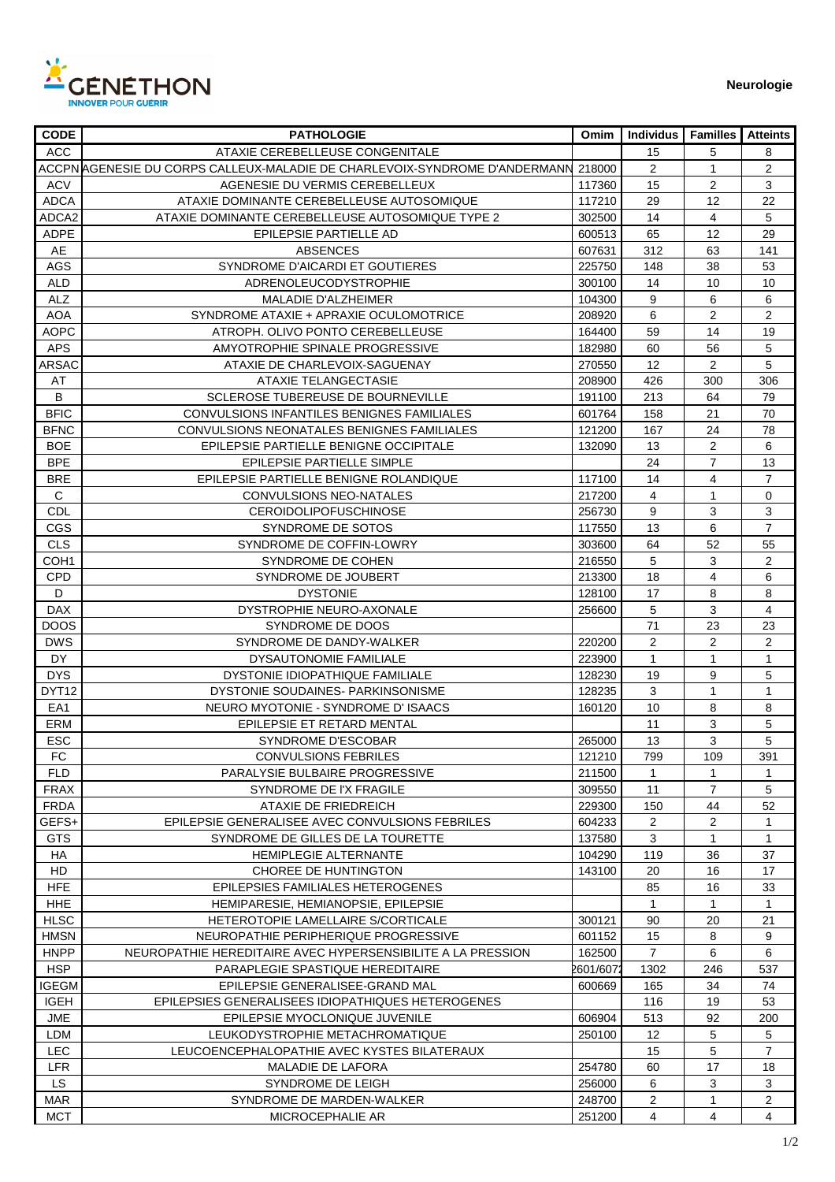GÉNÉTHON INNOVER POUR GUERIR

**Neurologie**

| CODE | PATHOLOGIE | Omim | Individus | Familles | Atteints |
|---|---|---|---|---|---|
| ACC | ATAXIE CEREBELLEUSE CONGENITALE | | 15 | 5 | 8 |
| ACCPN | AGENESIE DU CORPS CALLEUX-MALADIE DE CHARLEVOIX-SYNDROME D'ANDERMANN | 218000 | 2 | 1 | 2 |
| ACV | AGENESIE DU VERMIS CEREBELLEUX | 117360 | 15 | 2 | 3 |
| ADCA | ATAXIE DOMINANTE CEREBELLEUSE AUTOSOMIQUE | 117210 | 29 | 12 | 22 |
| ADCA2 | ATAXIE DOMINANTE CEREBELLEUSE AUTOSOMIQUE TYPE 2 | 302500 | 14 | 4 | 5 |
| ADPE | EPILEPSIE PARTIELLE AD | 600513 | 65 | 12 | 29 |
| AE | ABSENCES | 607631 | 312 | 63 | 141 |
| AGS | SYNDROME D'AICARDI ET GOUTIERES | 225750 | 148 | 38 | 53 |
| ALD | ADRENOLEUCODYSTROPHIE | 300100 | 14 | 10 | 10 |
| ALZ | MALADIE D'ALZHEIMER | 104300 | 9 | 6 | 6 |
| AOA | SYNDROME ATAXIE + APRAXIE OCULOMOTRICE | 208920 | 6 | 2 | 2 |
| AOPC | ATROPH. OLIVO PONTO CEREBELLEUSE | 164400 | 59 | 14 | 19 |
| APS | AMYOTROPHIE SPINALE PROGRESSIVE | 182980 | 60 | 56 | 5 |
| ARSAC | ATAXIE DE CHARLEVOIX-SAGUENAY | 270550 | 12 | 2 | 5 |
| AT | ATAXIE TELANGECTASIE | 208900 | 426 | 300 | 306 |
| B | SCLEROSE TUBEREUSE DE BOURNEVILLE | 191100 | 213 | 64 | 79 |
| BFIC | CONVULSIONS INFANTILES BENIGNES FAMILIALES | 601764 | 158 | 21 | 70 |
| BFNC | CONVULSIONS NEONATALES BENIGNES FAMILIALES | 121200 | 167 | 24 | 78 |
| BOE | EPILEPSIE PARTIELLE BENIGNE OCCIPITALE | 132090 | 13 | 2 | 6 |
| BPE | EPILEPSIE PARTIELLE SIMPLE | | 24 | 7 | 13 |
| BRE | EPILEPSIE PARTIELLE BENIGNE ROLANDIQUE | 117100 | 14 | 4 | 7 |
| C | CONVULSIONS NEO-NATALES | 217200 | 4 | 1 | 0 |
| CDL | CEROIDOLIPOFUSCHINOSE | 256730 | 9 | 3 | 3 |
| CGS | SYNDROME DE SOTOS | 117550 | 13 | 6 | 7 |
| CLS | SYNDROME DE COFFIN-LOWRY | 303600 | 64 | 52 | 55 |
| COH1 | SYNDROME DE COHEN | 216550 | 5 | 3 | 2 |
| CPD | SYNDROME DE JOUBERT | 213300 | 18 | 4 | 6 |
| D | DYSTONIE | 128100 | 17 | 8 | 8 |
| DAX | DYSTROPHIE NEURO-AXONALE | 256600 | 5 | 3 | 4 |
| DOOS | SYNDROME DE DOOS | | 71 | 23 | 23 |
| DWS | SYNDROME DE DANDY-WALKER | 220200 | 2 | 2 | 2 |
| DY | DYSAUTONOMIE FAMILIALE | 223900 | 1 | 1 | 1 |
| DYS | DYSTONIE IDIOPATHIQUE FAMILIALE | 128230 | 19 | 9 | 5 |
| DYT12 | DYSTONIE SOUDAINES- PARKINSONISME | 128235 | 3 | 1 | 1 |
| EA1 | NEURO MYOTONIE - SYNDROME D' ISAACS | 160120 | 10 | 8 | 8 |
| ERM | EPILEPSIE ET RETARD MENTAL | | 11 | 3 | 5 |
| ESC | SYNDROME D'ESCOBAR | 265000 | 13 | 3 | 5 |
| FC | CONVULSIONS FEBRILES | 121210 | 799 | 109 | 391 |
| FLD | PARALYSIE BULBAIRE PROGRESSIVE | 211500 | 1 | 1 | 1 |
| FRAX | SYNDROME DE l'X FRAGILE | 309550 | 11 | 7 | 5 |
| FRDA | ATAXIE DE FRIEDREICH | 229300 | 150 | 44 | 52 |
| GEFS+ | EPILEPSIE GENERALISEE AVEC CONVULSIONS FEBRILES | 604233 | 2 | 2 | 1 |
| GTS | SYNDROME DE GILLES DE LA TOURETTE | 137580 | 3 | 1 | 1 |
| HA | HEMIPLEGIE ALTERNANTE | 104290 | 119 | 36 | 37 |
| HD | CHOREE DE HUNTINGTON | 143100 | 20 | 16 | 17 |
| HFE | EPILEPSIES FAMILIALES HETEROGENES | | 85 | 16 | 33 |
| HHE | HEMIPARESIE, HEMIANOPSIE, EPILEPSIE | | 1 | 1 | 1 |
| HLSC | HETEROTOPIE LAMELLAIRE S/CORTICALE | 300121 | 90 | 20 | 21 |
| HMSN | NEUROPATHIE PERIPHERIQUE PROGRESSIVE | 601152 | 15 | 8 | 9 |
| HNPP | NEUROPATHIE HEREDITAIRE AVEC HYPERSENSIBILITE A LA PRESSION | 162500 | 7 | 6 | 6 |
| HSP | PARAPLEGIE SPASTIQUE HEREDITAIRE | 2601/6072 | 1302 | 246 | 537 |
| IGEGM | EPILEPSIE GENERALISEE-GRAND MAL | 600669 | 165 | 34 | 74 |
| IGEH | EPILEPSIES GENERALISEES IDIOPATHIQUES HETEROGENES | | 116 | 19 | 53 |
| JME | EPILEPSIE MYOCLONIQUE JUVENILE | 606904 | 513 | 92 | 200 |
| LDM | LEUKODYSTROPHIE METACHROMATIQUE | 250100 | 12 | 5 | 5 |
| LEC | LEUCOENCEPHALOPATHIE AVEC KYSTES BILATERAUX | | 15 | 5 | 7 |
| LFR | MALADIE DE LAFORA | 254780 | 60 | 17 | 18 |
| LS | SYNDROME DE LEIGH | 256000 | 6 | 3 | 3 |
| MAR | SYNDROME DE MARDEN-WALKER | 248700 | 2 | 1 | 2 |
| MCT | MICROCEPHALIE AR | 251200 | 4 | 4 | 4 |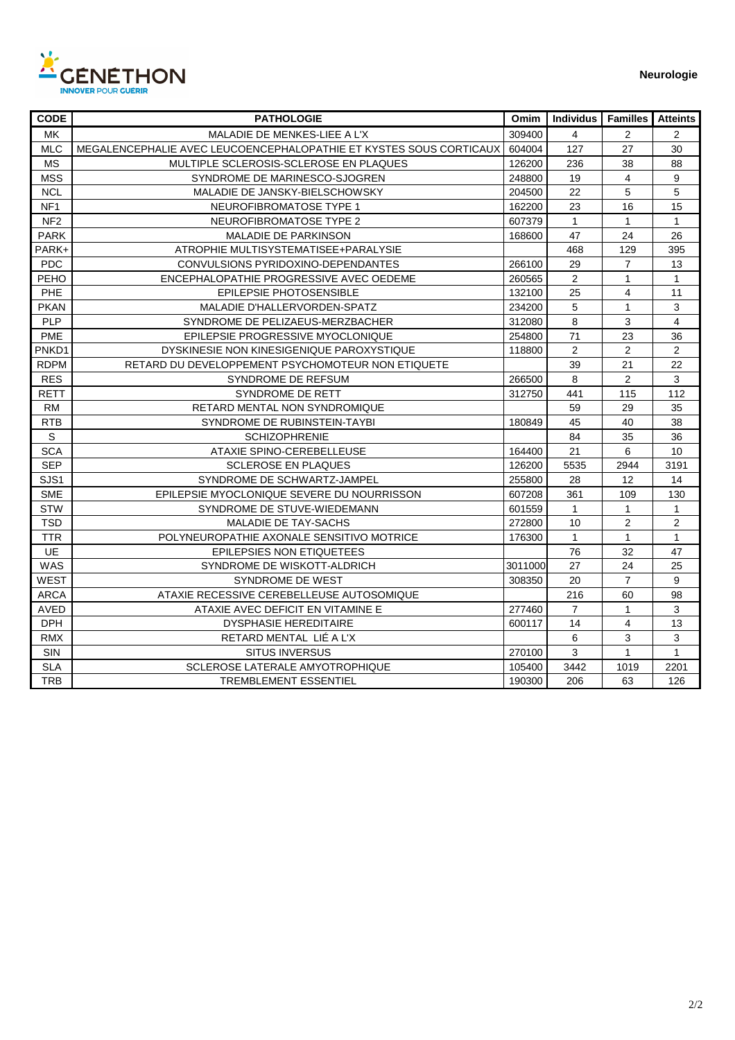GÉNÉTHON
INNOVER POUR GUERIR

**Neurologie**

| CODE | PATHOLOGIE | Omim | Individus | Familles | Atteints |
|---|---|---|---|---|---|
| MK | MALADIE DE MENKES-LIEE A L'X | 309400 | 4 | 2 | 2 |
| MLC | MEGALENCEPHALIE AVEC LEUCOENCEPHALOPATHIE ET KYSTES SOUS CORTICAUX | 604004 | 127 | 27 | 30 |
| MS | MULTIPLE SCLEROSIS-SCLEROSE EN PLAQUES | 126200 | 236 | 38 | 88 |
| MSS | SYNDROME DE MARINESCO-SJOGREN | 248800 | 19 | 4 | 9 |
| NCL | MALADIE DE JANSKY-BIELSCHOWSKY | 204500 | 22 | 5 | 5 |
| NF1 | NEUROFIBROMATOSE TYPE 1 | 162200 | 23 | 16 | 15 |
| NF2 | NEUROFIBROMATOSE TYPE 2 | 607379 | 1 | 1 | 1 |
| PARK | MALADIE DE PARKINSON | 168600 | 47 | 24 | 26 |
| PARK+ | ATROPHIE MULTISYSTEMATISEE+PARALYSIE | | 468 | 129 | 395 |
| PDC | CONVULSIONS PYRIDOXINO-DEPENDANTES | 266100 | 29 | 7 | 13 |
| PEHO | ENCEPHALOPATHIE PROGRESSIVE AVEC OEDEME | 260565 | 2 | 1 | 1 |
| PHE | EPILEPSIE PHOTOSENSIBLE | 132100 | 25 | 4 | 11 |
| PKAN | MALADIE D'HALLERVORDEN-SPATZ | 234200 | 5 | 1 | 3 |
| PLP | SYNDROME DE PELIZAEUS-MERZBACHER | 312080 | 8 | 3 | 4 |
| PME | EPILEPSIE PROGRESSIVE MYOCLONIQUE | 254800 | 71 | 23 | 36 |
| PNKD1 | DYSKINESIE NON KINESIGENIQUE PAROXYSTIQUE | 118800 | 2 | 2 | 2 |
| RDPM | RETARD DU DEVELOPPEMENT PSYCHOMOTEUR NON ETIQUETE | | 39 | 21 | 22 |
| RES | SYNDROME DE REFSUM | 266500 | 8 | 2 | 3 |
| RETT | SYNDROME DE RETT | 312750 | 441 | 115 | 112 |
| RM | RETARD MENTAL NON SYNDROMIQUE | | 59 | 29 | 35 |
| RTB | SYNDROME DE RUBINSTEIN-TAYBI | 180849 | 45 | 40 | 38 |
| S | SCHIZOPHRENIE | | 84 | 35 | 36 |
| SCA | ATAXIE SPINO-CEREBELLEUSE | 164400 | 21 | 6 | 10 |
| SEP | SCLEROSE EN PLAQUES | 126200 | 5535 | 2944 | 3191 |
| SJS1 | SYNDROME DE SCHWARTZ-JAMPEL | 255800 | 28 | 12 | 14 |
| SME | EPILEPSIE MYOCLONIQUE SEVERE DU NOURRISSON | 607208 | 361 | 109 | 130 |
| STW | SYNDROME DE STUVE-WIEDEMANN | 601559 | 1 | 1 | 1 |
| TSD | MALADIE DE TAY-SACHS | 272800 | 10 | 2 | 2 |
| TTR | POLYNEUROPATHIE AXONALE SENSITIVO MOTRICE | 176300 | 1 | 1 | 1 |
| UE | EPILEPSIES NON ETIQUETEES | | 76 | 32 | 47 |
| WAS | SYNDROME DE WISKOTT-ALDRICH | 3011000 | 27 | 24 | 25 |
| WEST | SYNDROME DE WEST | 308350 | 20 | 7 | 9 |
| ARCA | ATAXIE RECESSIVE CEREBELLEUSE AUTOSOMIQUE | | 216 | 60 | 98 |
| AVED | ATAXIE AVEC DEFICIT EN VITAMINE E | 277460 | 7 | 1 | 3 |
| DPH | DYSPHASIE HEREDITAIRE | 600117 | 14 | 4 | 13 |
| RMX | RETARD MENTAL LIÉ A L'X | | 6 | 3 | 3 |
| SIN | SITUS INVERSUS | 270100 | 3 | 1 | 1 |
| SLA | SCLEROSE LATERALE AMYOTROPHIQUE | 105400 | 3442 | 1019 | 2201 |
| TRB | TREMBLEMENT ESSENTIEL | 190300 | 206 | 63 | 126 |